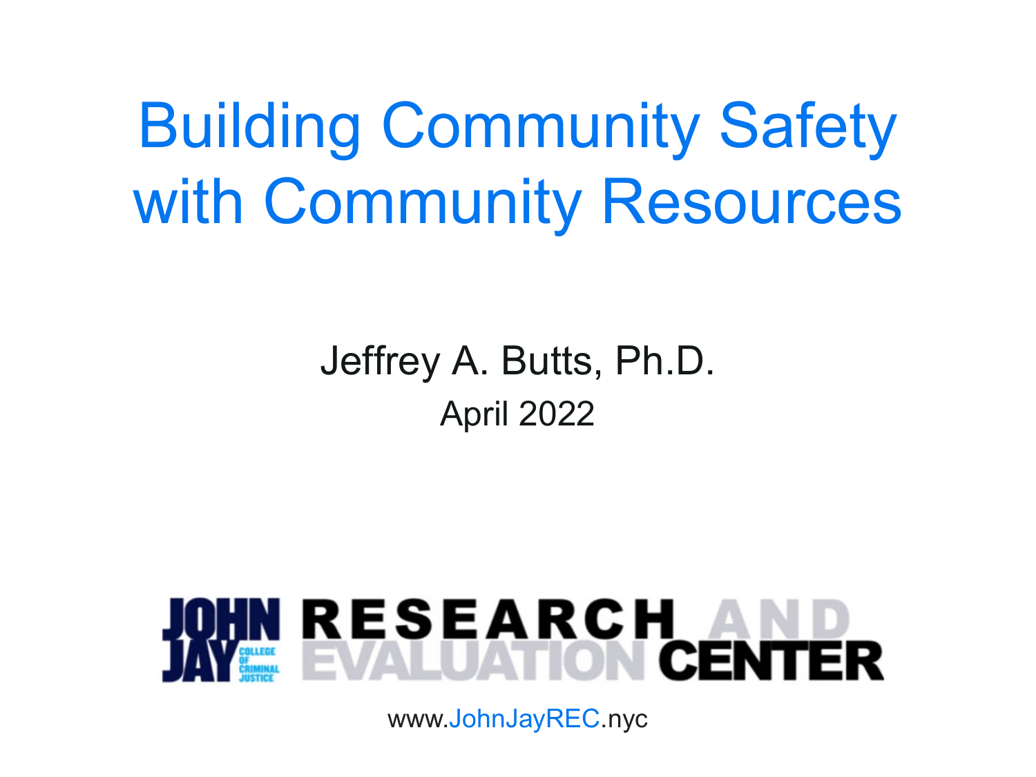# Building Community Safety with Community Resources

Jeffrey A. Butts, Ph.D.

April 2022

JOHN JAY COLLEGE OF CRIMINAL JUSTICE RESEARCH AND EVALUATION CENTER

www.JohnJayREC.nyc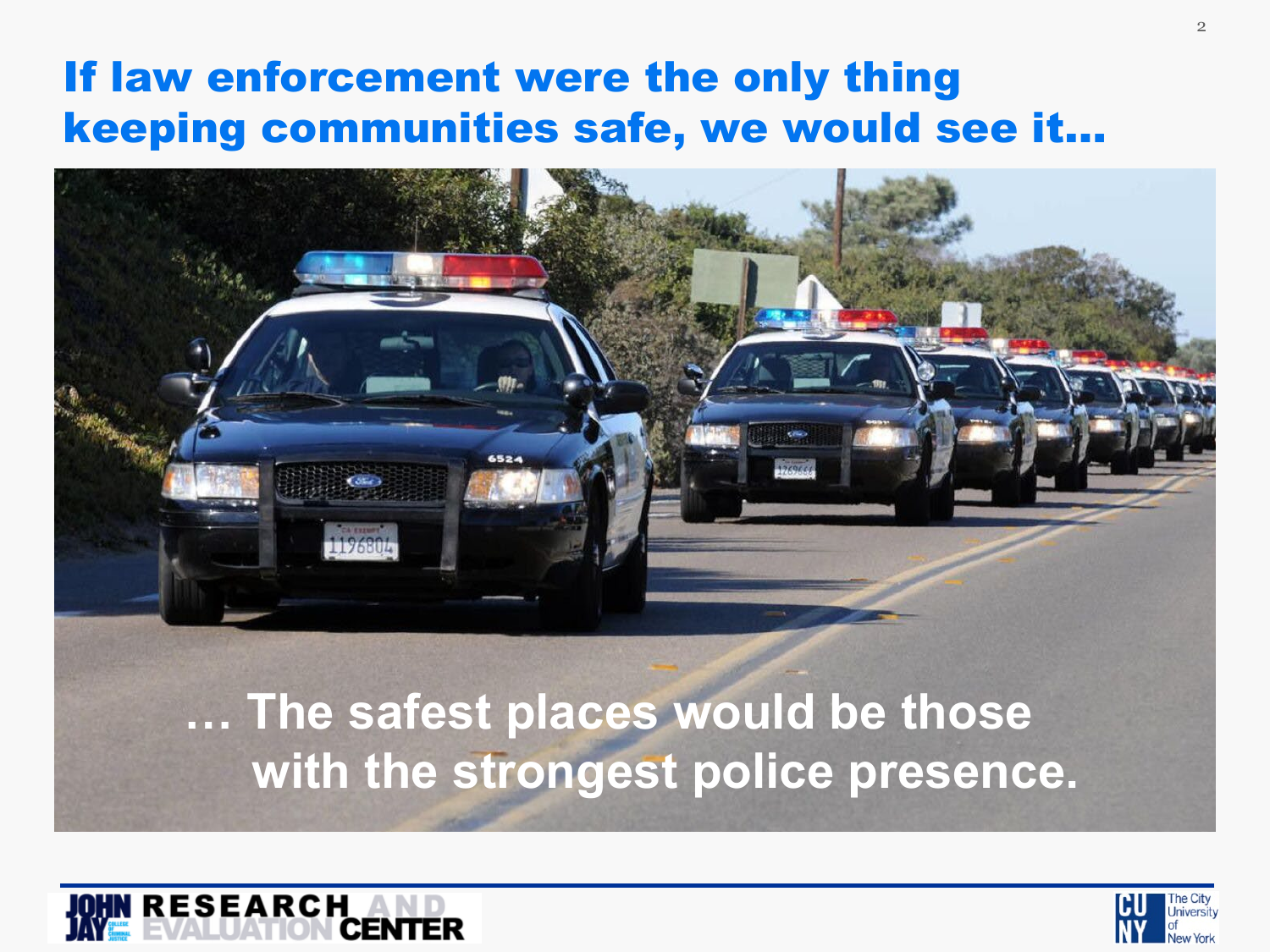# If law enforcement were the only thing keeping communities safe, we would see it…

… The safest places would be those with the strongest police presence.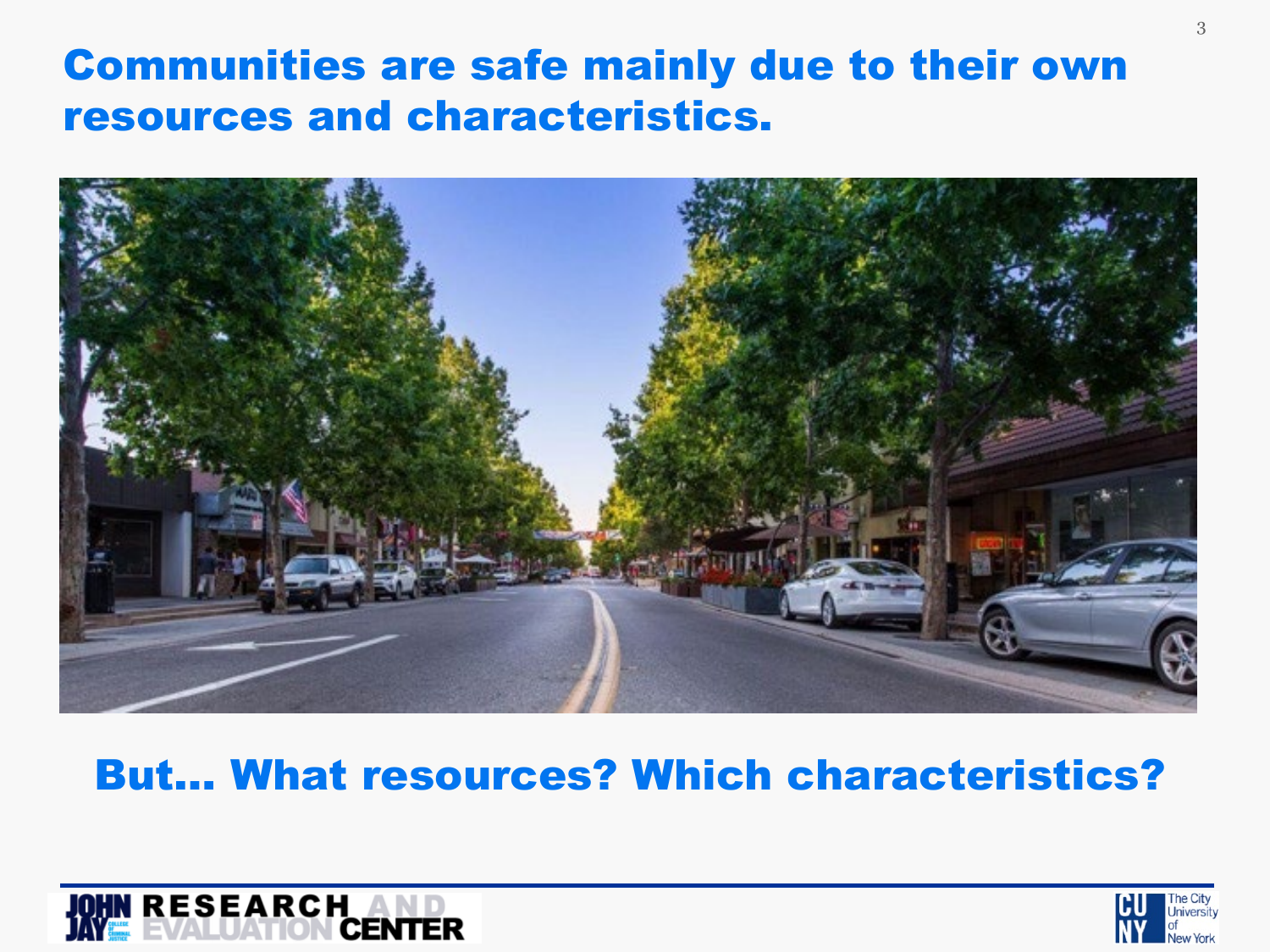# Communities are safe mainly due to their own resources and characteristics.

But... What resources? Which characteristics?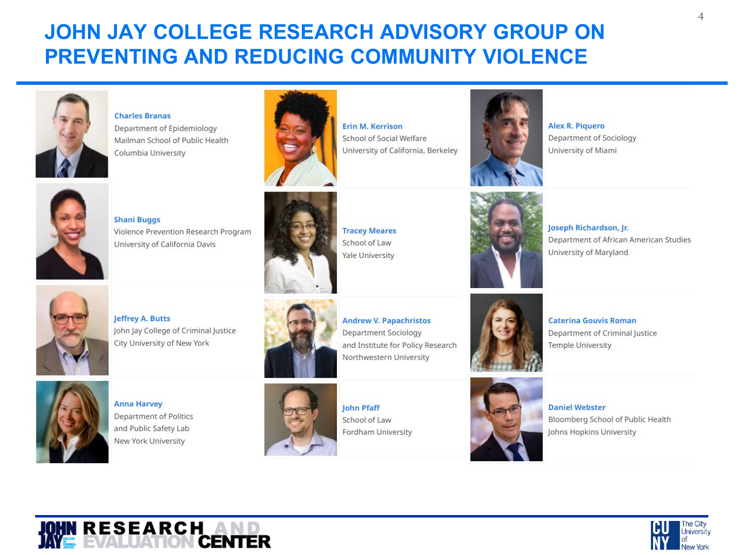# JOHN JAY COLLEGE RESEARCH ADVISORY GROUP ON PREVENTING AND REDUCING COMMUNITY VIOLENCE

**Charles Branas**
Department of Epidemiology
Mailman School of Public Health
Columbia University

**Shani Buggs**
Violence Prevention Research Program
University of California Davis

**Jeffrey A. Butts**
John Jay College of Criminal Justice
City University of New York

**Anna Harvey**
Department of Politics
and Public Safety Lab
New York University

**Erin M. Kerrison**
School of Social Welfare
University of California, Berkeley

**Tracey Meares**
School of Law
Yale University

**Andrew V. Papachristos**
Department Sociology
and Institute for Policy Research
Northwestern University

**John Pfaff**
School of Law
Fordham University

**Alex R. Piquero**
Department of Sociology
University of Miami

**Joseph Richardson, Jr.**
Department of African American Studies
University of Maryland

**Caterina Gouvis Roman**
Department of Criminal Justice
Temple University

**Daniel Webster**
Bloomberg School of Public Health
Johns Hopkins University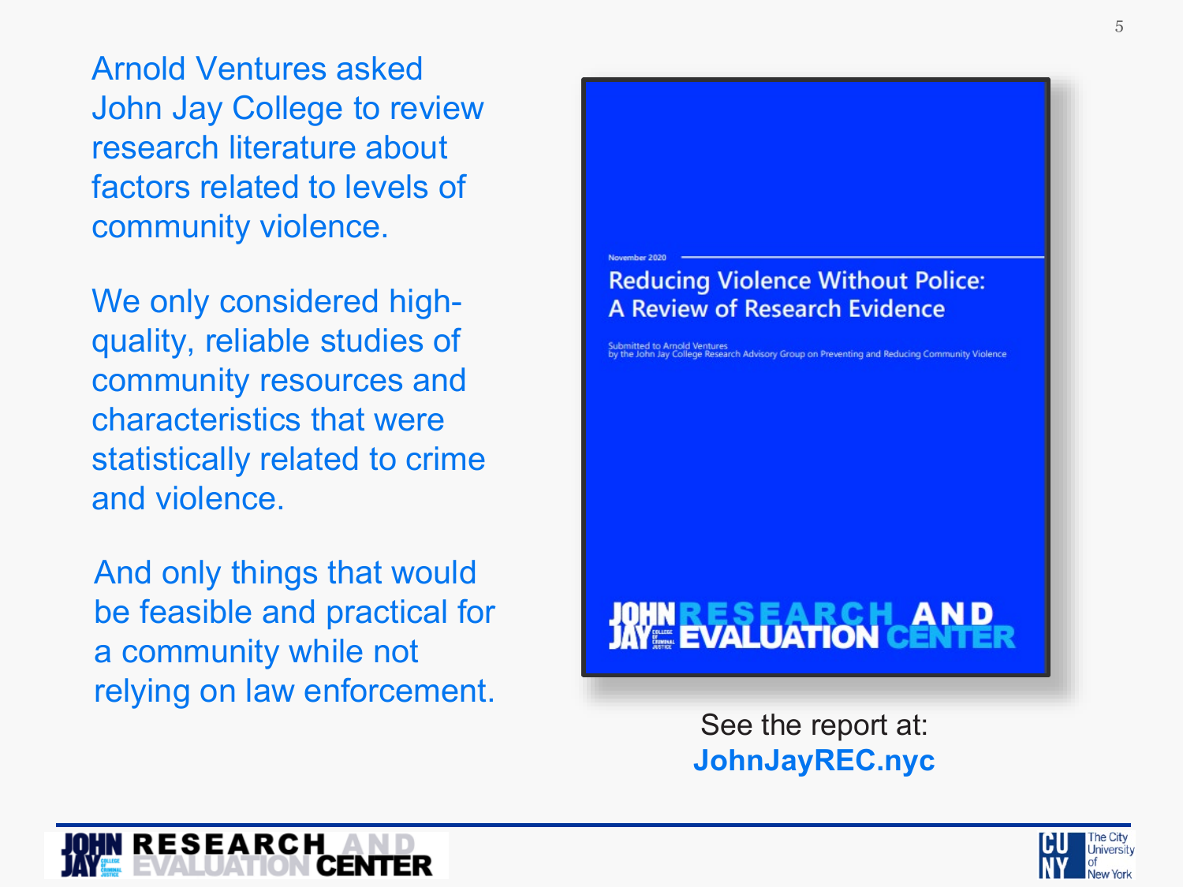Arnold Ventures asked John Jay College to review research literature about factors related to levels of community violence.

We only considered high-quality, reliable studies of community resources and characteristics that were statistically related to crime and violence.

And only things that would be feasible and practical for a community while not relying on law enforcement.

November 2020

**Reducing Violence Without Police: A Review of Research Evidence**

Submitted to Arnold Ventures
by the John Jay College Research Advisory Group on Preventing and Reducing Community Violence

JOHN JAY COLLEGE OF CRIMINAL JUSTICE RESEARCH AND EVALUATION CENTER

See the report at:
**JohnJayREC.nyc**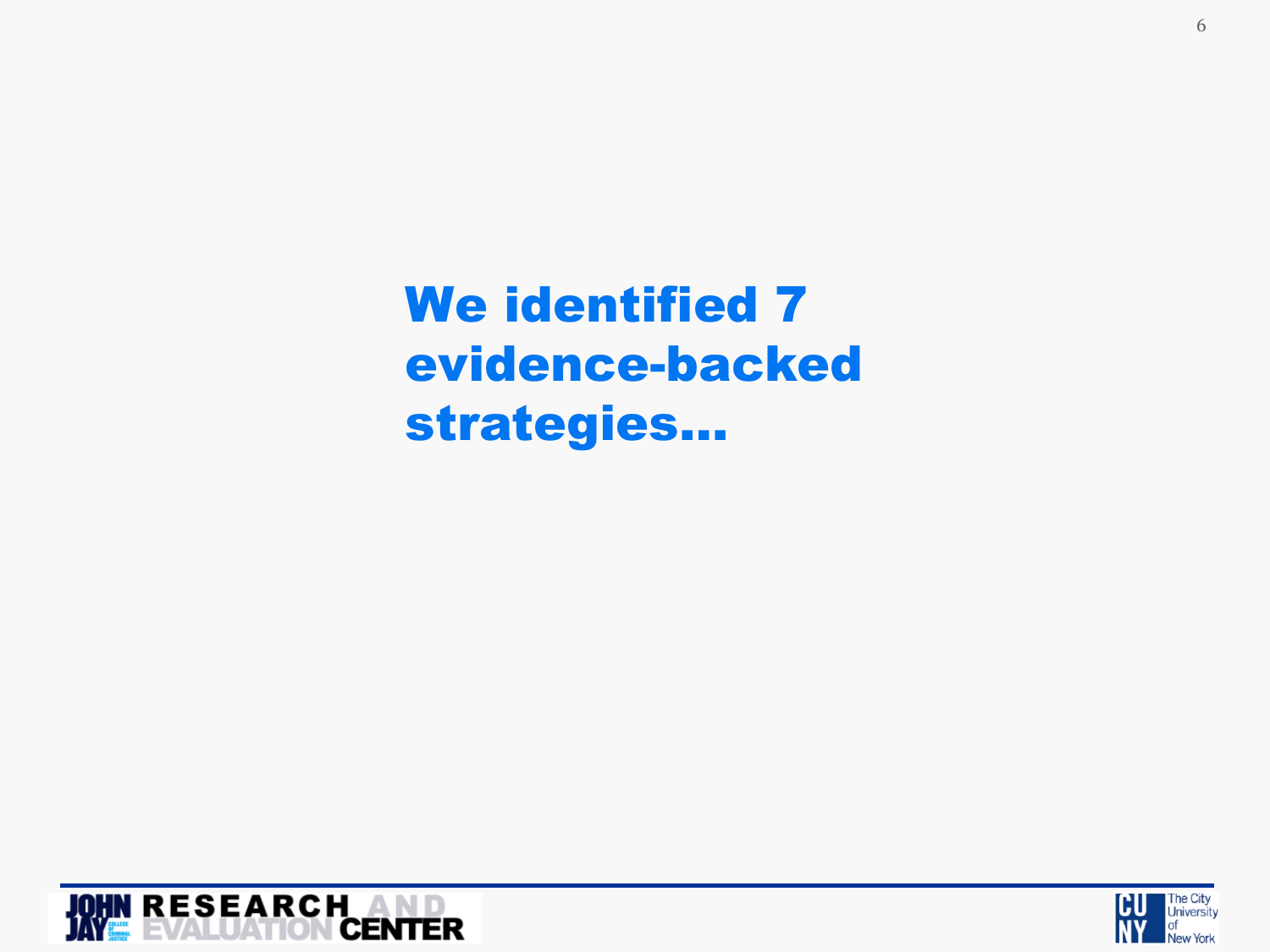# We identified 7 evidence-backed strategies…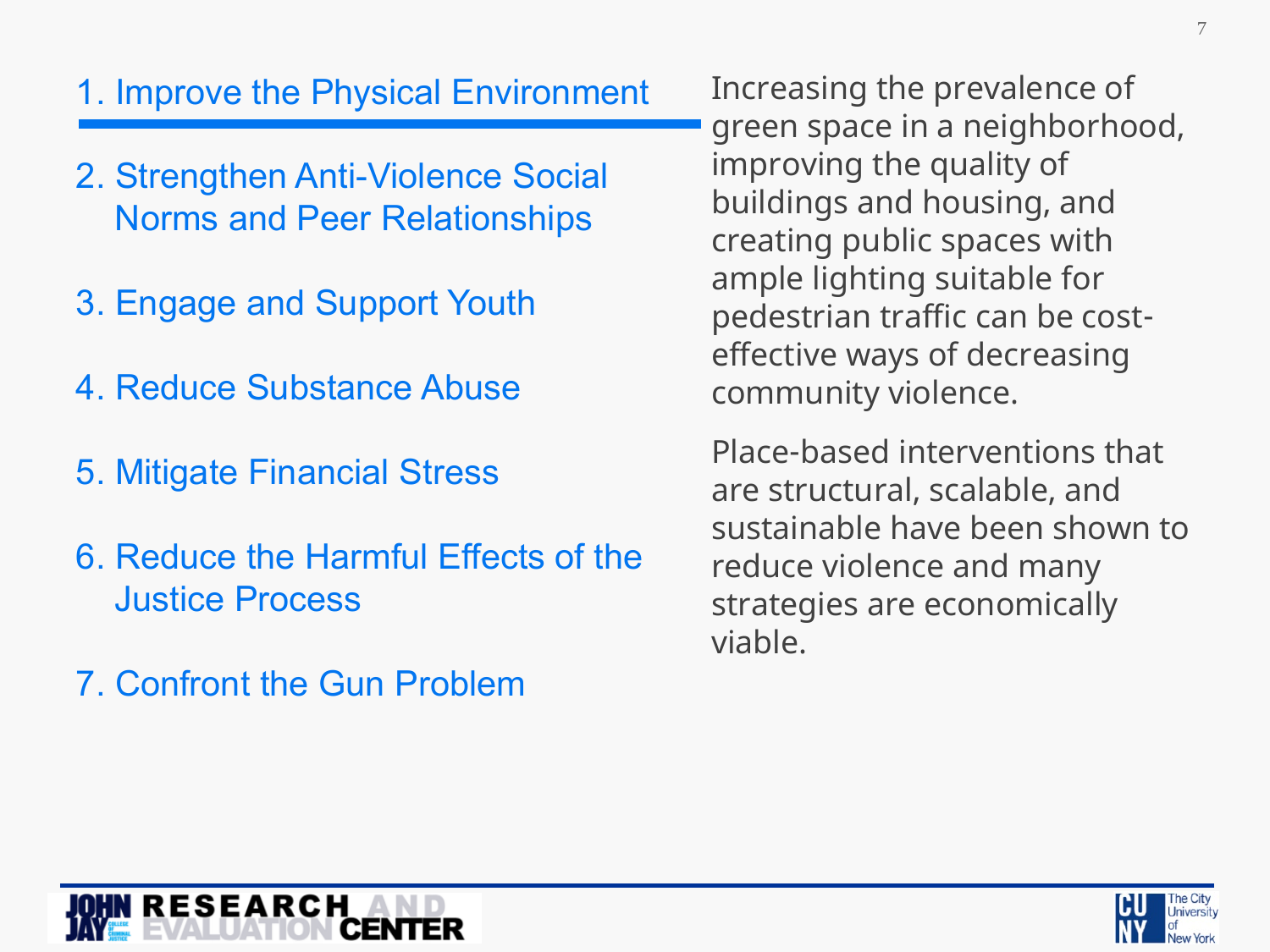1. Improve the Physical Environment
2. Strengthen Anti-Violence Social Norms and Peer Relationships
3. Engage and Support Youth
4. Reduce Substance Abuse
5. Mitigate Financial Stress
6. Reduce the Harmful Effects of the Justice Process
7. Confront the Gun Problem

Increasing the prevalence of green space in a neighborhood, improving the quality of buildings and housing, and creating public spaces with ample lighting suitable for pedestrian traffic can be cost-effective ways of decreasing community violence.

Place-based interventions that are structural, scalable, and sustainable have been shown to reduce violence and many strategies are economically viable.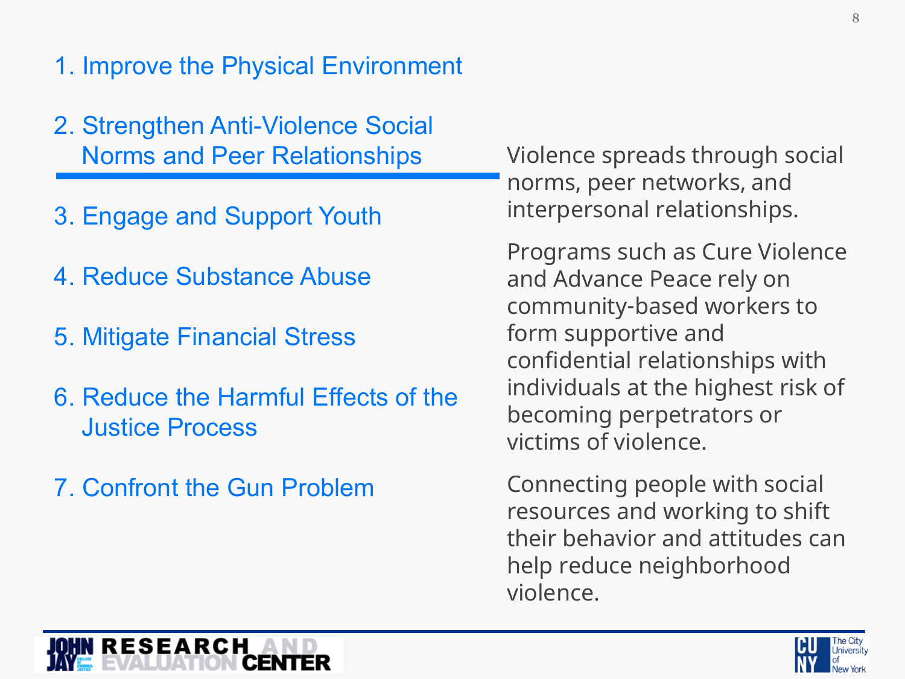1. Improve the Physical Environment
2. Strengthen Anti-Violence Social Norms and Peer Relationships
3. Engage and Support Youth
4. Reduce Substance Abuse
5. Mitigate Financial Stress
6. Reduce the Harmful Effects of the Justice Process
7. Confront the Gun Problem

Violence spreads through social norms, peer networks, and interpersonal relationships.

Programs such as Cure Violence and Advance Peace rely on community-based workers to form supportive and confidential relationships with individuals at the highest risk of becoming perpetrators or victims of violence.

Connecting people with social resources and working to shift their behavior and attitudes can help reduce neighborhood violence.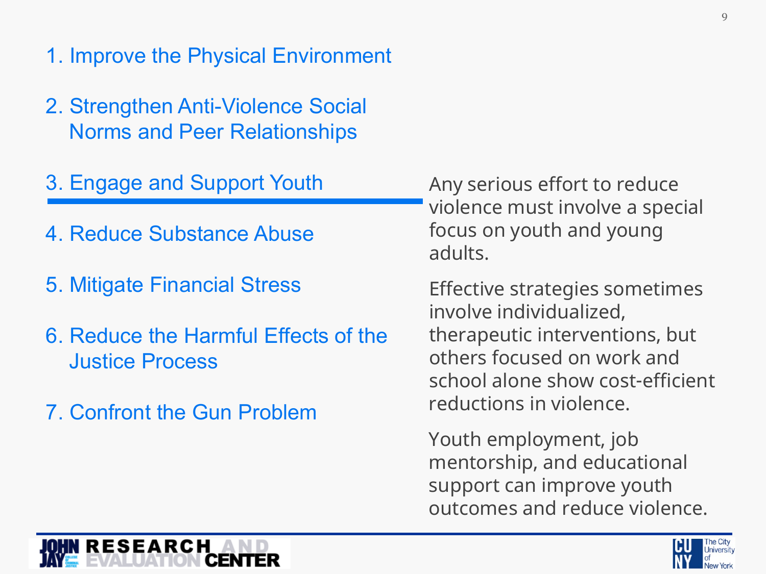1. Improve the Physical Environment
2. Strengthen Anti-Violence Social Norms and Peer Relationships
3. **Engage and Support Youth**
4. Reduce Substance Abuse
5. Mitigate Financial Stress
6. Reduce the Harmful Effects of the Justice Process
7. Confront the Gun Problem

Any serious effort to reduce violence must involve a special focus on youth and young adults.

Effective strategies sometimes involve individualized, therapeutic interventions, but others focused on work and school alone show cost-efficient reductions in violence.

Youth employment, job mentorship, and educational support can improve youth outcomes and reduce violence.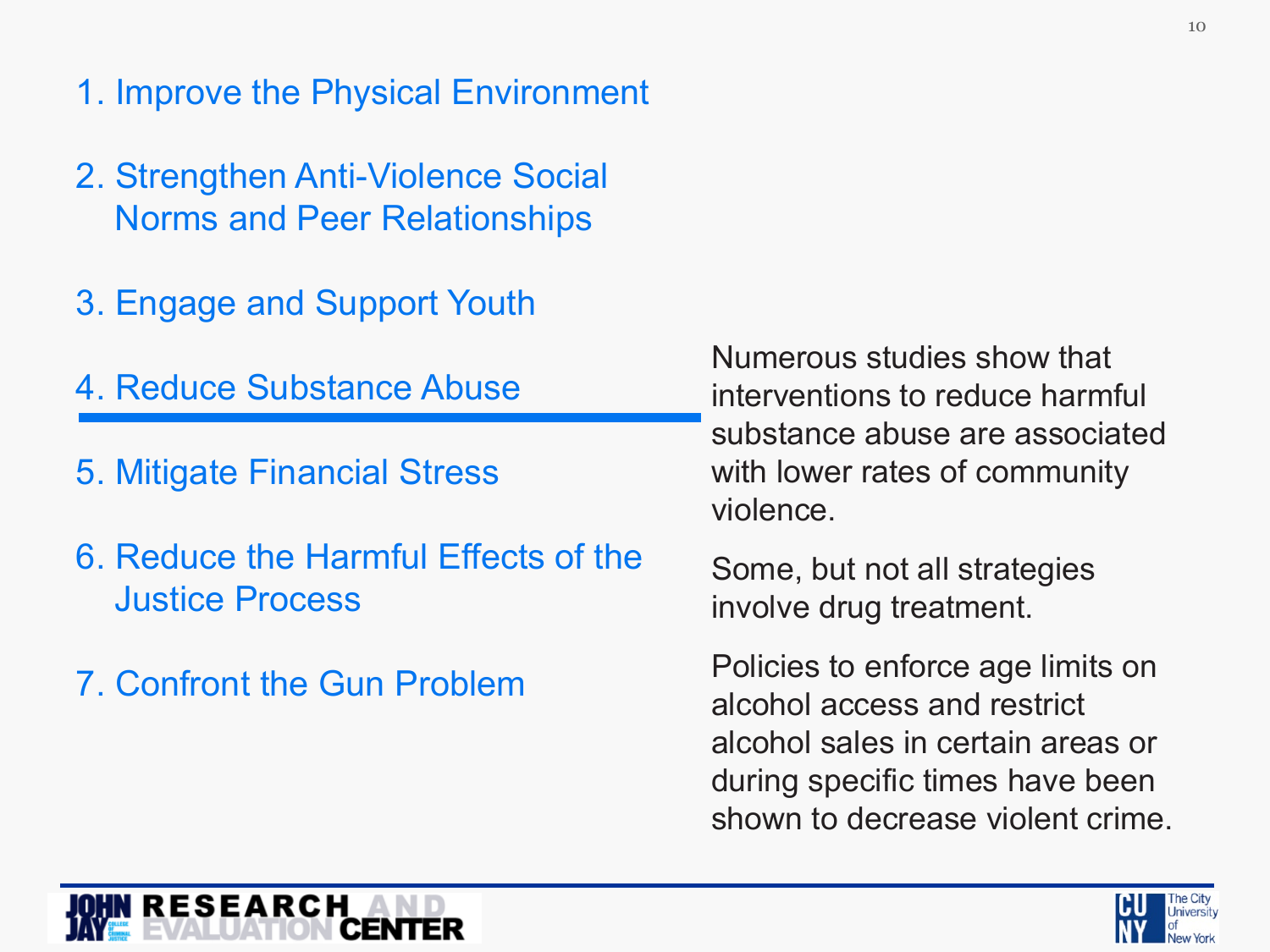1. Improve the Physical Environment
2. Strengthen Anti-Violence Social Norms and Peer Relationships
3. Engage and Support Youth
4. **Reduce Substance Abuse**
5. Mitigate Financial Stress
6. Reduce the Harmful Effects of the Justice Process
7. Confront the Gun Problem

Numerous studies show that interventions to reduce harmful substance abuse are associated with lower rates of community violence.

Some, but not all strategies involve drug treatment.

Policies to enforce age limits on alcohol access and restrict alcohol sales in certain areas or during specific times have been shown to decrease violent crime.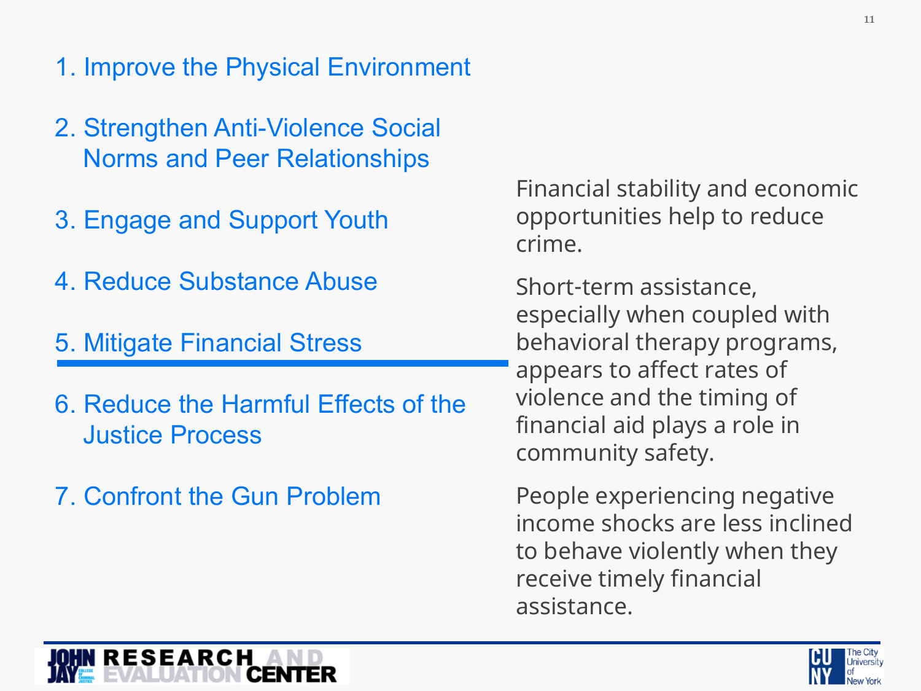1. Improve the Physical Environment
2. Strengthen Anti-Violence Social Norms and Peer Relationships
3. Engage and Support Youth
4. Reduce Substance Abuse
5. Mitigate Financial Stress
6. Reduce the Harmful Effects of the Justice Process
7. Confront the Gun Problem

Financial stability and economic opportunities help to reduce crime.

Short-term assistance, especially when coupled with behavioral therapy programs, appears to affect rates of violence and the timing of financial aid plays a role in community safety.

People experiencing negative income shocks are less inclined to behave violently when they receive timely financial assistance.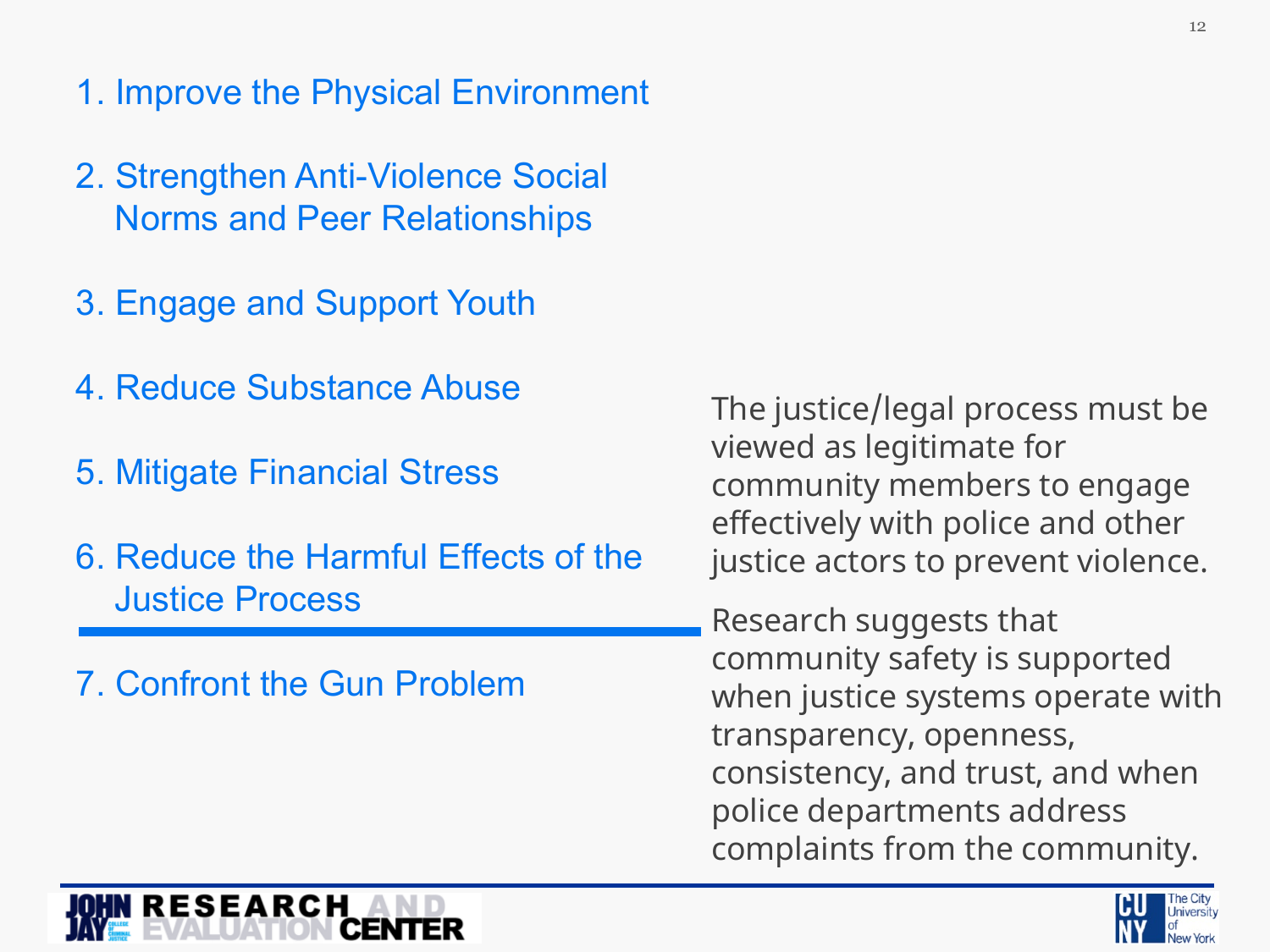1. Improve the Physical Environment
2. Strengthen Anti-Violence Social Norms and Peer Relationships
3. Engage and Support Youth
4. Reduce Substance Abuse
5. Mitigate Financial Stress
6. Reduce the Harmful Effects of the Justice Process
7. Confront the Gun Problem

The justice/legal process must be viewed as legitimate for community members to engage effectively with police and other justice actors to prevent violence.

Research suggests that community safety is supported when justice systems operate with transparency, openness, consistency, and trust, and when police departments address complaints from the community.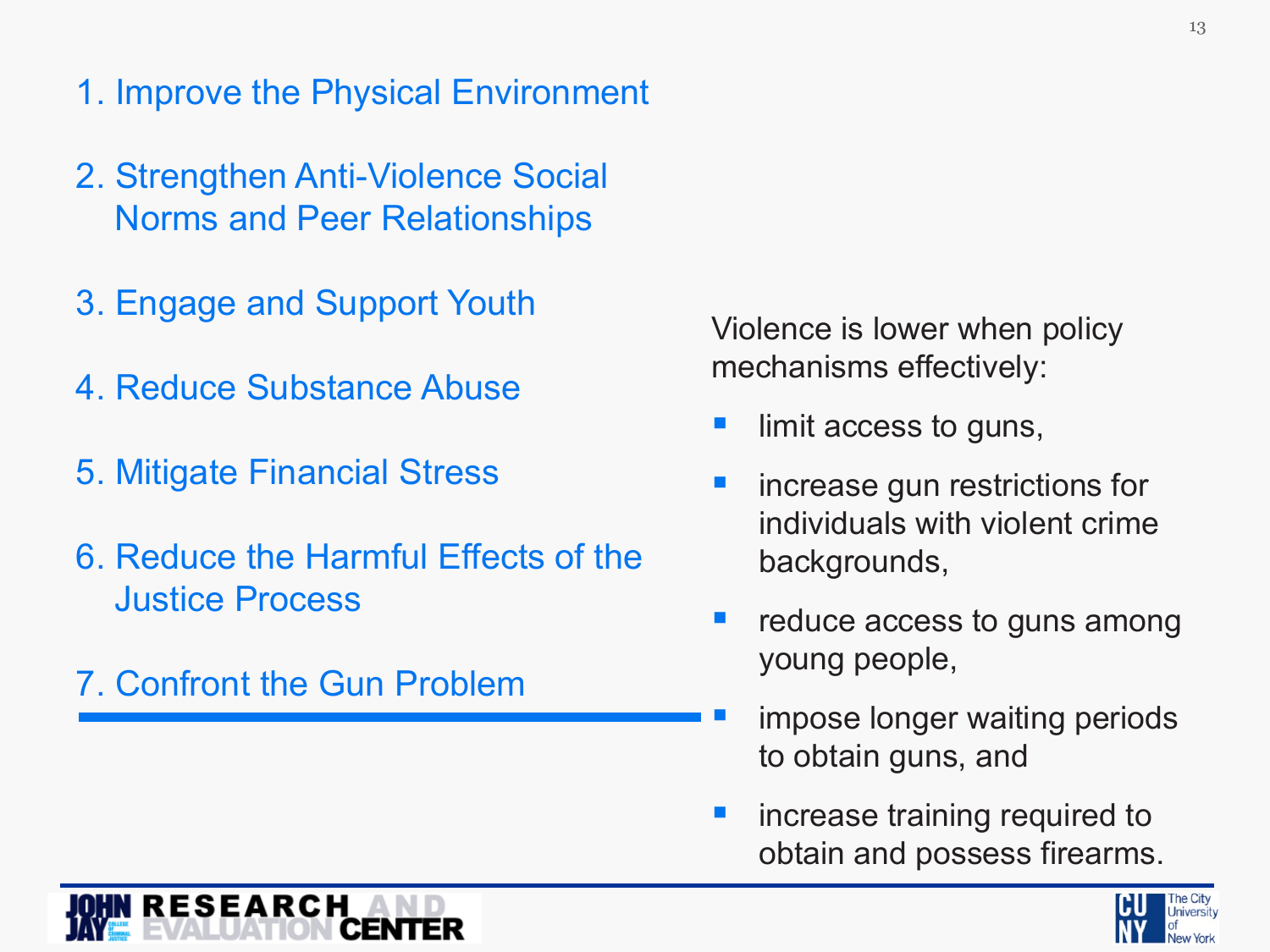1. Improve the Physical Environment
2. Strengthen Anti-Violence Social Norms and Peer Relationships
3. Engage and Support Youth
4. Reduce Substance Abuse
5. Mitigate Financial Stress
6. Reduce the Harmful Effects of the Justice Process
7. Confront the Gun Problem

Violence is lower when policy mechanisms effectively:

- limit access to guns,
- increase gun restrictions for individuals with violent crime backgrounds,
- reduce access to guns among young people,
- impose longer waiting periods to obtain guns, and
- increase training required to obtain and possess firearms.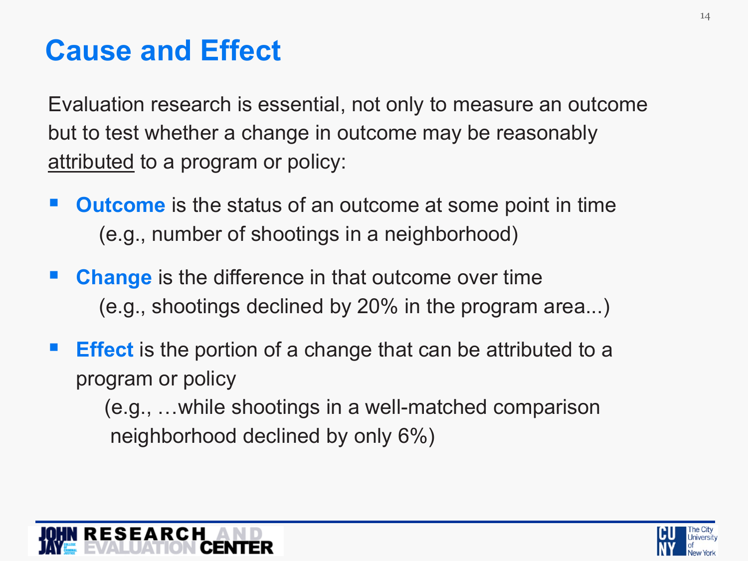# Cause and Effect

Evaluation research is essential, not only to measure an outcome but to test whether a change in outcome may be reasonably <u>attributed</u> to a program or policy:

- **Outcome** is the status of an outcome at some point in time
  (e.g., number of shootings in a neighborhood)
- **Change** is the difference in that outcome over time
  (e.g., shootings declined by 20% in the program area...)
- **Effect** is the portion of a change that can be attributed to a program or policy
  (e.g., …while shootings in a well-matched comparison neighborhood declined by only 6%)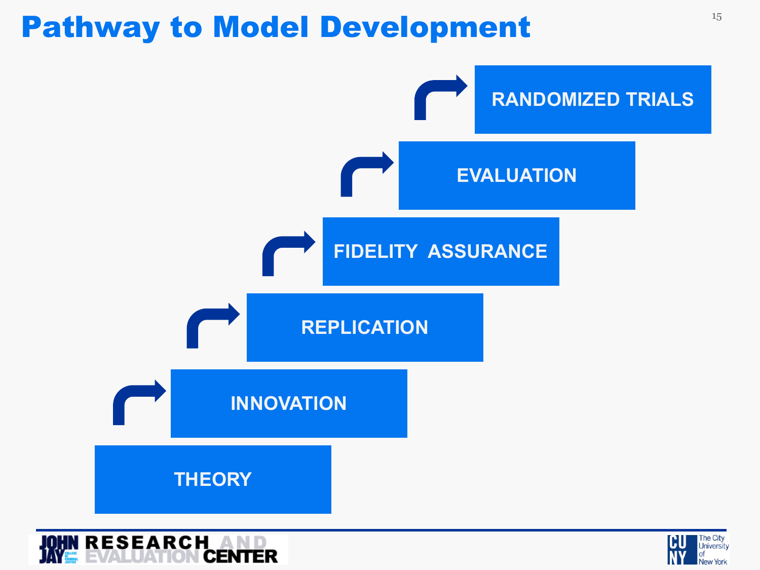# Pathway to Model Development

- RANDOMIZED TRIALS
- EVALUATION
- FIDELITY ASSURANCE
- REPLICATION
- INNOVATION
- THEORY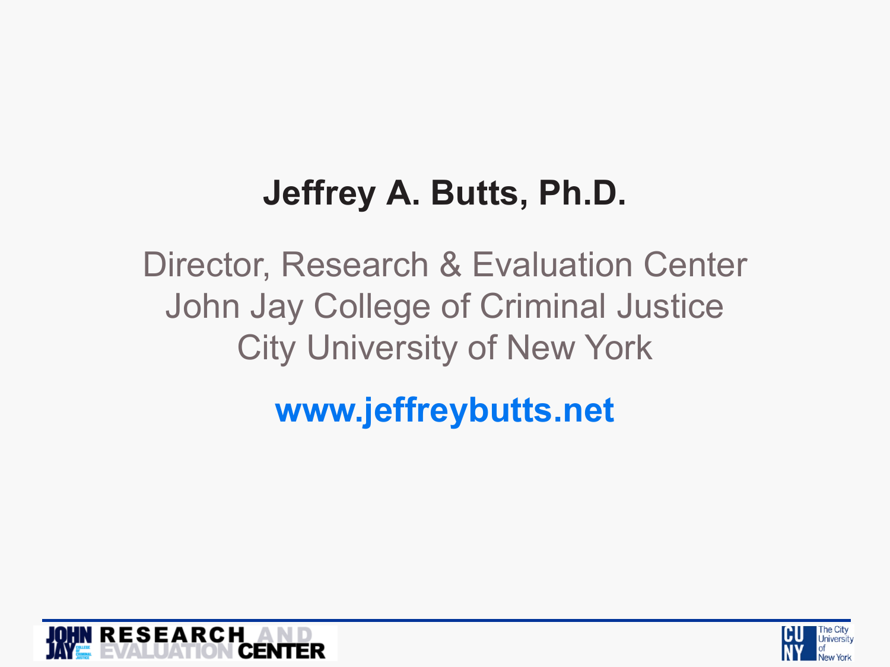**Jeffrey A. Butts, Ph.D.**

Director, Research & Evaluation Center
John Jay College of Criminal Justice
City University of New York

**www.jeffreybutts.net**